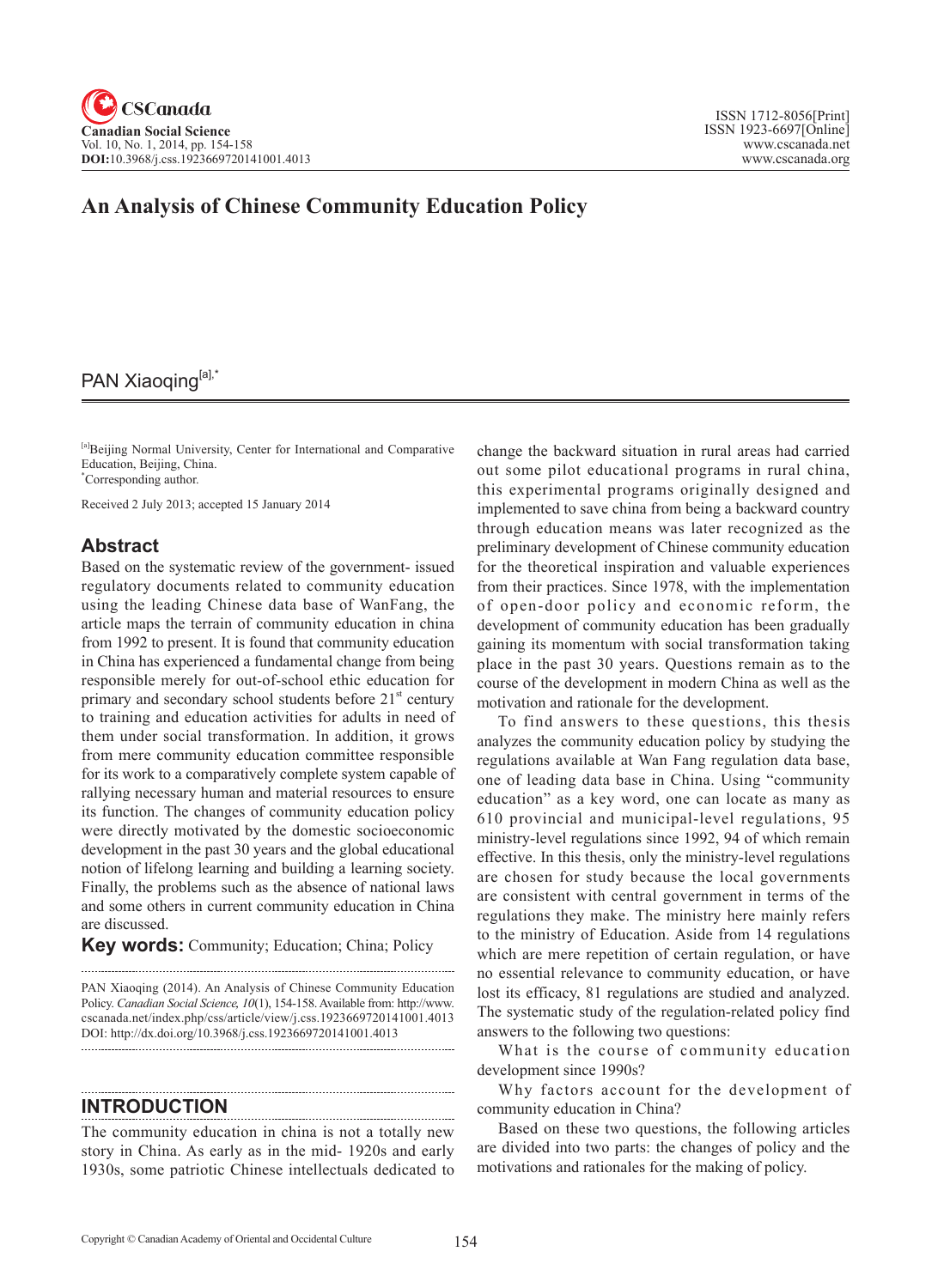# An Analysis of Chinese Community Education Policy

PAN Xiaoqing[a],*

[a]Beijing Normal University, Center for International and Comparative Education, Beijing, China.
*Corresponding author.

Received 2 July 2013; accepted 15 January 2014

## Abstract

Based on the systematic review of the government- issued regulatory documents related to community education using the leading Chinese data base of WanFang, the article maps the terrain of community education in china from 1992 to present. It is found that community education in China has experienced a fundamental change from being responsible merely for out-of-school ethic education for primary and secondary school students before 21st century to training and education activities for adults in need of them under social transformation. In addition, it grows from mere community education committee responsible for its work to a comparatively complete system capable of rallying necessary human and material resources to ensure its function. The changes of community education policy were directly motivated by the domestic socioeconomic development in the past 30 years and the global educational notion of lifelong learning and building a learning society. Finally, the problems such as the absence of national laws and some others in current community education in China are discussed.

**Key words:** Community; Education; China; Policy

PAN Xiaoqing (2014). An Analysis of Chinese Community Education Policy. *Canadian Social Science, 10*(1), 154-158. Available from: http://www.cscanada.net/index.php/css/article/view/j.css.1923669720141001.4013
DOI: http://dx.doi.org/10.3968/j.css.1923669720141001.4013

## INTRODUCTION

The community education in china is not a totally new story in China. As early as in the mid- 1920s and early 1930s, some patriotic Chinese intellectuals dedicated to change the backward situation in rural areas had carried out some pilot educational programs in rural china, this experimental programs originally designed and implemented to save china from being a backward country through education means was later recognized as the preliminary development of Chinese community education for the theoretical inspiration and valuable experiences from their practices. Since 1978, with the implementation of open-door policy and economic reform, the development of community education has been gradually gaining its momentum with social transformation taking place in the past 30 years. Questions remain as to the course of the development in modern China as well as the motivation and rationale for the development.

To find answers to these questions, this thesis analyzes the community education policy by studying the regulations available at Wan Fang regulation data base, one of leading data base in China. Using "community education" as a key word, one can locate as many as 610 provincial and municipal-level regulations, 95 ministry-level regulations since 1992, 94 of which remain effective. In this thesis, only the ministry-level regulations are chosen for study because the local governments are consistent with central government in terms of the regulations they make. The ministry here mainly refers to the ministry of Education. Aside from 14 regulations which are mere repetition of certain regulation, or have no essential relevance to community education, or have lost its efficacy, 81 regulations are studied and analyzed. The systematic study of the regulation-related policy find answers to the following two questions:

What is the course of community education development since 1990s?

Why factors account for the development of community education in China?

Based on these two questions, the following articles are divided into two parts: the changes of policy and the motivations and rationales for the making of policy.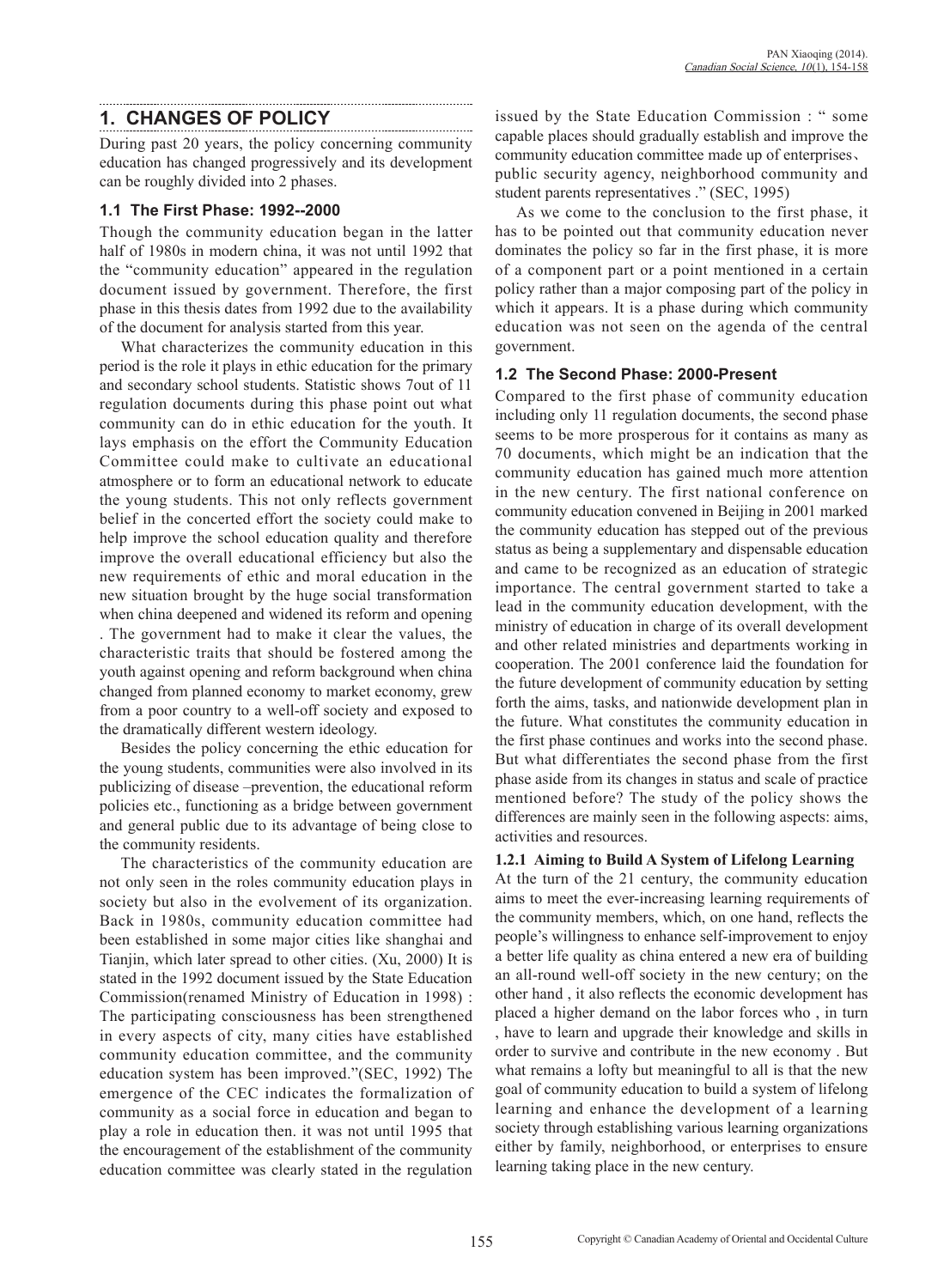## 1. CHANGES OF POLICY

During past 20 years, the policy concerning community education has changed progressively and its development can be roughly divided into 2 phases.

### 1.1 The First Phase: 1992--2000

Though the community education began in the latter half of 1980s in modern china, it was not until 1992 that the "community education" appeared in the regulation document issued by government. Therefore, the first phase in this thesis dates from 1992 due to the availability of the document for analysis started from this year.

What characterizes the community education in this period is the role it plays in ethic education for the primary and secondary school students. Statistic shows 7out of 11 regulation documents during this phase point out what community can do in ethic education for the youth. It lays emphasis on the effort the Community Education Committee could make to cultivate an educational atmosphere or to form an educational network to educate the young students. This not only reflects government belief in the concerted effort the society could make to help improve the school education quality and therefore improve the overall educational efficiency but also the new requirements of ethic and moral education in the new situation brought by the huge social transformation when china deepened and widened its reform and opening . The government had to make it clear the values, the characteristic traits that should be fostered among the youth against opening and reform background when china changed from planned economy to market economy, grew from a poor country to a well-off society and exposed to the dramatically different western ideology.

Besides the policy concerning the ethic education for the young students, communities were also involved in its publicizing of disease –prevention, the educational reform policies etc., functioning as a bridge between government and general public due to its advantage of being close to the community residents.

The characteristics of the community education are not only seen in the roles community education plays in society but also in the evolvement of its organization. Back in 1980s, community education committee had been established in some major cities like shanghai and Tianjin, which later spread to other cities. (Xu, 2000) It is stated in the 1992 document issued by the State Education Commission(renamed Ministry of Education in 1998) : The participating consciousness has been strengthened in every aspects of city, many cities have established community education committee, and the community education system has been improved."(SEC, 1992) The emergence of the CEC indicates the formalization of community as a social force in education and began to play a role in education then. it was not until 1995 that the encouragement of the establishment of the community education committee was clearly stated in the regulation issued by the State Education Commission : " some capable places should gradually establish and improve the community education committee made up of enterprises、public security agency, neighborhood community and student parents representatives ." (SEC, 1995)

As we come to the conclusion to the first phase, it has to be pointed out that community education never dominates the policy so far in the first phase, it is more of a component part or a point mentioned in a certain policy rather than a major composing part of the policy in which it appears. It is a phase during which community education was not seen on the agenda of the central government.

### 1.2 The Second Phase: 2000-Present

Compared to the first phase of community education including only 11 regulation documents, the second phase seems to be more prosperous for it contains as many as 70 documents, which might be an indication that the community education has gained much more attention in the new century. The first national conference on community education convened in Beijing in 2001 marked the community education has stepped out of the previous status as being a supplementary and dispensable education and came to be recognized as an education of strategic importance. The central government started to take a lead in the community education development, with the ministry of education in charge of its overall development and other related ministries and departments working in cooperation. The 2001 conference laid the foundation for the future development of community education by setting forth the aims, tasks, and nationwide development plan in the future. What constitutes the community education in the first phase continues and works into the second phase. But what differentiates the second phase from the first phase aside from its changes in status and scale of practice mentioned before? The study of the policy shows the differences are mainly seen in the following aspects: aims, activities and resources.

#### 1.2.1 Aiming to Build A System of Lifelong Learning

At the turn of the 21 century, the community education aims to meet the ever-increasing learning requirements of the community members, which, on one hand, reflects the people's willingness to enhance self-improvement to enjoy a better life quality as china entered a new era of building an all-round well-off society in the new century; on the other hand , it also reflects the economic development has placed a higher demand on the labor forces who , in turn , have to learn and upgrade their knowledge and skills in order to survive and contribute in the new economy . But what remains a lofty but meaningful to all is that the new goal of community education to build a system of lifelong learning and enhance the development of a learning society through establishing various learning organizations either by family, neighborhood, or enterprises to ensure learning taking place in the new century.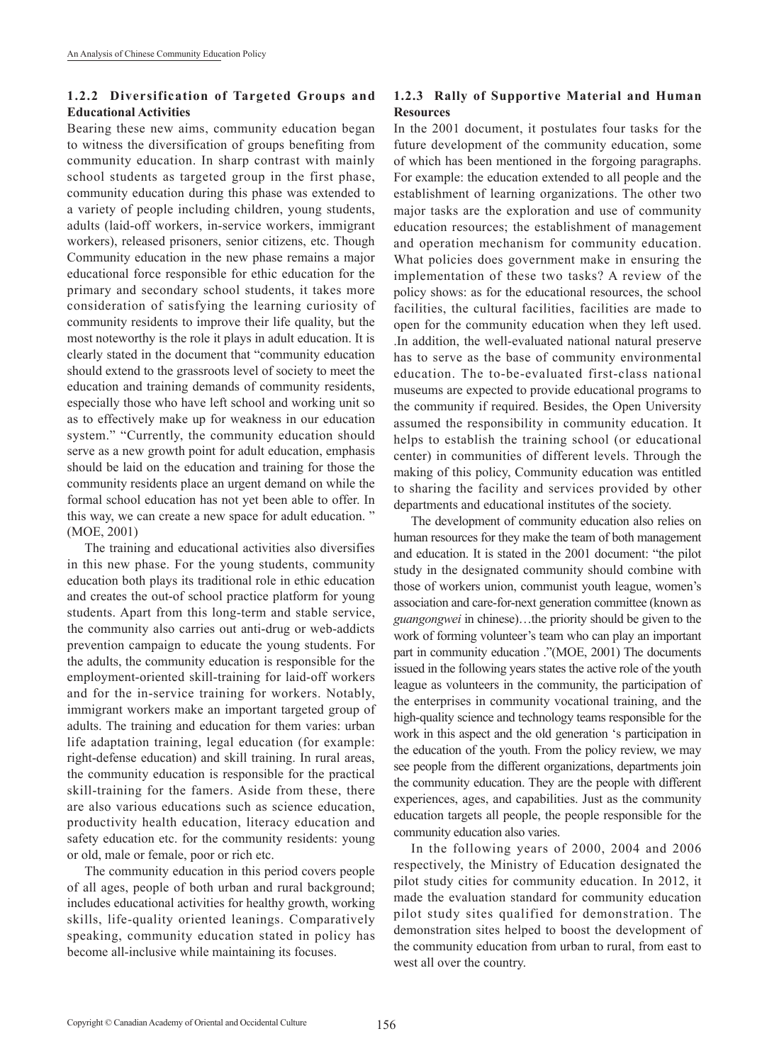#### 1.2.2 Diversification of Targeted Groups and Educational Activities

Bearing these new aims, community education began to witness the diversification of groups benefiting from community education. In sharp contrast with mainly school students as targeted group in the first phase, community education during this phase was extended to a variety of people including children, young students, adults (laid-off workers, in-service workers, immigrant workers), released prisoners, senior citizens, etc. Though Community education in the new phase remains a major educational force responsible for ethic education for the primary and secondary school students, it takes more consideration of satisfying the learning curiosity of community residents to improve their life quality, but the most noteworthy is the role it plays in adult education. It is clearly stated in the document that "community education should extend to the grassroots level of society to meet the education and training demands of community residents, especially those who have left school and working unit so as to effectively make up for weakness in our education system." "Currently, the community education should serve as a new growth point for adult education, emphasis should be laid on the education and training for those the community residents place an urgent demand on while the formal school education has not yet been able to offer. In this way, we can create a new space for adult education. " (MOE, 2001)

The training and educational activities also diversifies in this new phase. For the young students, community education both plays its traditional role in ethic education and creates the out-of school practice platform for young students. Apart from this long-term and stable service, the community also carries out anti-drug or web-addicts prevention campaign to educate the young students. For the adults, the community education is responsible for the employment-oriented skill-training for laid-off workers and for the in-service training for workers. Notably, immigrant workers make an important targeted group of adults. The training and education for them varies: urban life adaptation training, legal education (for example: right-defense education) and skill training. In rural areas, the community education is responsible for the practical skill-training for the famers. Aside from these, there are also various educations such as science education, productivity health education, literacy education and safety education etc. for the community residents: young or old, male or female, poor or rich etc.

The community education in this period covers people of all ages, people of both urban and rural background; includes educational activities for healthy growth, working skills, life-quality oriented leanings. Comparatively speaking, community education stated in policy has become all-inclusive while maintaining its focuses.

#### 1.2.3 Rally of Supportive Material and Human Resources

In the 2001 document, it postulates four tasks for the future development of the community education, some of which has been mentioned in the forgoing paragraphs. For example: the education extended to all people and the establishment of learning organizations. The other two major tasks are the exploration and use of community education resources; the establishment of management and operation mechanism for community education. What policies does government make in ensuring the implementation of these two tasks? A review of the policy shows: as for the educational resources, the school facilities, the cultural facilities, facilities are made to open for the community education when they left used. .In addition, the well-evaluated national natural preserve has to serve as the base of community environmental education. The to-be-evaluated first-class national museums are expected to provide educational programs to the community if required. Besides, the Open University assumed the responsibility in community education. It helps to establish the training school (or educational center) in communities of different levels. Through the making of this policy, Community education was entitled to sharing the facility and services provided by other departments and educational institutes of the society.

The development of community education also relies on human resources for they make the team of both management and education. It is stated in the 2001 document: "the pilot study in the designated community should combine with those of workers union, communist youth league, women's association and care-for-next generation committee (known as *guangongwei* in chinese)…the priority should be given to the work of forming volunteer's team who can play an important part in community education ."(MOE, 2001) The documents issued in the following years states the active role of the youth league as volunteers in the community, the participation of the enterprises in community vocational training, and the high-quality science and technology teams responsible for the work in this aspect and the old generation 's participation in the education of the youth. From the policy review, we may see people from the different organizations, departments join the community education. They are the people with different experiences, ages, and capabilities. Just as the community education targets all people, the people responsible for the community education also varies.

In the following years of 2000, 2004 and 2006 respectively, the Ministry of Education designated the pilot study cities for community education. In 2012, it made the evaluation standard for community education pilot study sites qualified for demonstration. The demonstration sites helped to boost the development of the community education from urban to rural, from east to west all over the country.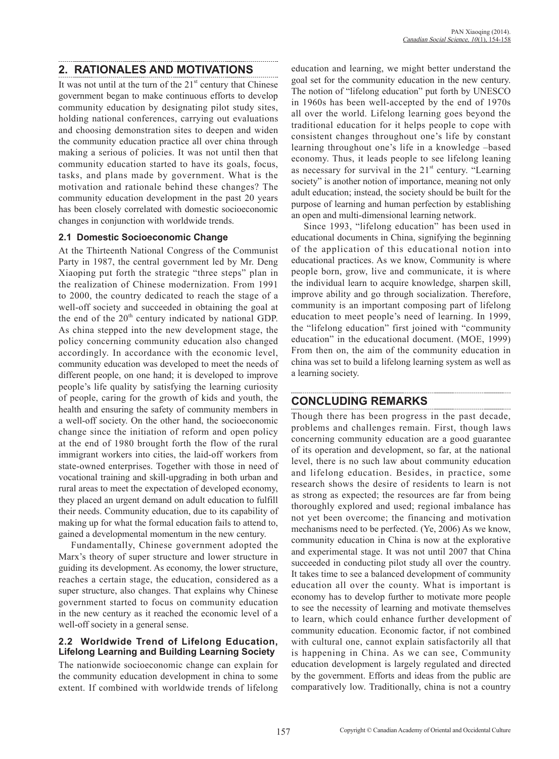## 2. RATIONALES AND MOTIVATIONS

It was not until at the turn of the 21st century that Chinese government began to make continuous efforts to develop community education by designating pilot study sites, holding national conferences, carrying out evaluations and choosing demonstration sites to deepen and widen the community education practice all over china through making a serious of policies. It was not until then that community education started to have its goals, focus, tasks, and plans made by government. What is the motivation and rationale behind these changes? The community education development in the past 20 years has been closely correlated with domestic socioeconomic changes in conjunction with worldwide trends.

### 2.1 Domestic Socioeconomic Change

At the Thirteenth National Congress of the Communist Party in 1987, the central government led by Mr. Deng Xiaoping put forth the strategic "three steps" plan in the realization of Chinese modernization. From 1991 to 2000, the country dedicated to reach the stage of a well-off society and succeeded in obtaining the goal at the end of the 20th century indicated by national GDP. As china stepped into the new development stage, the policy concerning community education also changed accordingly. In accordance with the economic level, community education was developed to meet the needs of different people, on one hand; it is developed to improve people's life quality by satisfying the learning curiosity of people, caring for the growth of kids and youth, the health and ensuring the safety of community members in a well-off society. On the other hand, the socioeconomic change since the initiation of reform and open policy at the end of 1980 brought forth the flow of the rural immigrant workers into cities, the laid-off workers from state-owned enterprises. Together with those in need of vocational training and skill-upgrading in both urban and rural areas to meet the expectation of developed economy, they placed an urgent demand on adult education to fulfill their needs. Community education, due to its capability of making up for what the formal education fails to attend to, gained a developmental momentum in the new century.

Fundamentally, Chinese government adopted the Marx's theory of super structure and lower structure in guiding its development. As economy, the lower structure, reaches a certain stage, the education, considered as a super structure, also changes. That explains why Chinese government started to focus on community education in the new century as it reached the economic level of a well-off society in a general sense.

### 2.2 Worldwide Trend of Lifelong Education, Lifelong Learning and Building Learning Society

The nationwide socioeconomic change can explain for the community education development in china to some extent. If combined with worldwide trends of lifelong education and learning, we might better understand the goal set for the community education in the new century. The notion of "lifelong education" put forth by UNESCO in 1960s has been well-accepted by the end of 1970s all over the world. Lifelong learning goes beyond the traditional education for it helps people to cope with consistent changes throughout one's life by constant learning throughout one's life in a knowledge –based economy. Thus, it leads people to see lifelong leaning as necessary for survival in the 21st century. "Learning society" is another notion of importance, meaning not only adult education; instead, the society should be built for the purpose of learning and human perfection by establishing an open and multi-dimensional learning network.

Since 1993, "lifelong education" has been used in educational documents in China, signifying the beginning of the application of this educational notion into educational practices. As we know, Community is where people born, grow, live and communicate, it is where the individual learn to acquire knowledge, sharpen skill, improve ability and go through socialization. Therefore, community is an important composing part of lifelong education to meet people's need of learning. In 1999, the "lifelong education" first joined with "community education" in the educational document. (MOE, 1999) From then on, the aim of the community education in china was set to build a lifelong learning system as well as a learning society.

## CONCLUDING REMARKS

Though there has been progress in the past decade, problems and challenges remain. First, though laws concerning community education are a good guarantee of its operation and development, so far, at the national level, there is no such law about community education and lifelong education. Besides, in practice, some research shows the desire of residents to learn is not as strong as expected; the resources are far from being thoroughly explored and used; regional imbalance has not yet been overcome; the financing and motivation mechanisms need to be perfected. (Ye, 2006) As we know, community education in China is now at the explorative and experimental stage. It was not until 2007 that China succeeded in conducting pilot study all over the country. It takes time to see a balanced development of community education all over the county. What is important is economy has to develop further to motivate more people to see the necessity of learning and motivate themselves to learn, which could enhance further development of community education. Economic factor, if not combined with cultural one, cannot explain satisfactorily all that is happening in China. As we can see, Community education development is largely regulated and directed by the government. Efforts and ideas from the public are comparatively low. Traditionally, china is not a country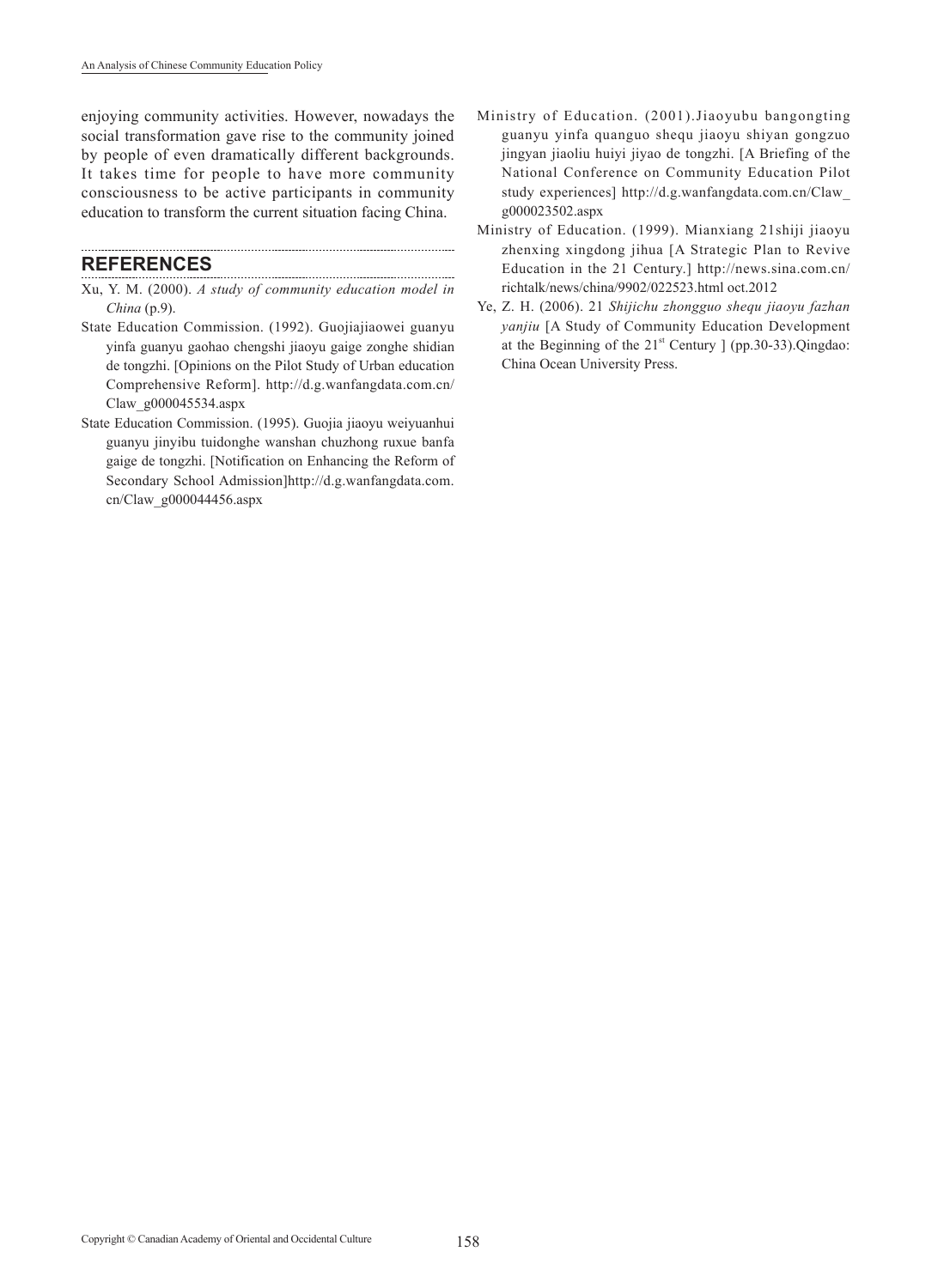enjoying community activities. However, nowadays the social transformation gave rise to the community joined by people of even dramatically different backgrounds. It takes time for people to have more community consciousness to be active participants in community education to transform the current situation facing China.

## REFERENCES

Xu, Y. M. (2000). *A study of community education model in China* (p.9).

State Education Commission. (1992). Guojiajiaowei guanyu yinfa guanyu gaohao chengshi jiaoyu gaige zonghe shidian de tongzhi. [Opinions on the Pilot Study of Urban education Comprehensive Reform]. http://d.g.wanfangdata.com.cn/Claw_g000045534.aspx

State Education Commission. (1995). Guojia jiaoyu weiyuanhui guanyu jinyibu tuidonghe wanshan chuzhong ruxue banfa gaige de tongzhi. [Notification on Enhancing the Reform of Secondary School Admission]http://d.g.wanfangdata.com.cn/Claw_g000044456.aspx

Ministry of Education. (2001).Jiaoyubu bangongting guanyu yinfa quanguo shequ jiaoyu shiyan gongzuo jingyan jiaoliu huiyi jiyao de tongzhi. [A Briefing of the National Conference on Community Education Pilot study experiences] http://d.g.wanfangdata.com.cn/Claw_g000023502.aspx

Ministry of Education. (1999). Mianxiang 21shiji jiaoyu zhenxing xingdong jihua [A Strategic Plan to Revive Education in the 21 Century.] http://news.sina.com.cn/richtalk/news/china/9902/022523.html oct.2012

Ye, Z. H. (2006). 21 *Shijichu zhongguo shequ jiaoyu fazhan yanjiu* [A Study of Community Education Development at the Beginning of the 21st Century ] (pp.30-33).Qingdao: China Ocean University Press.